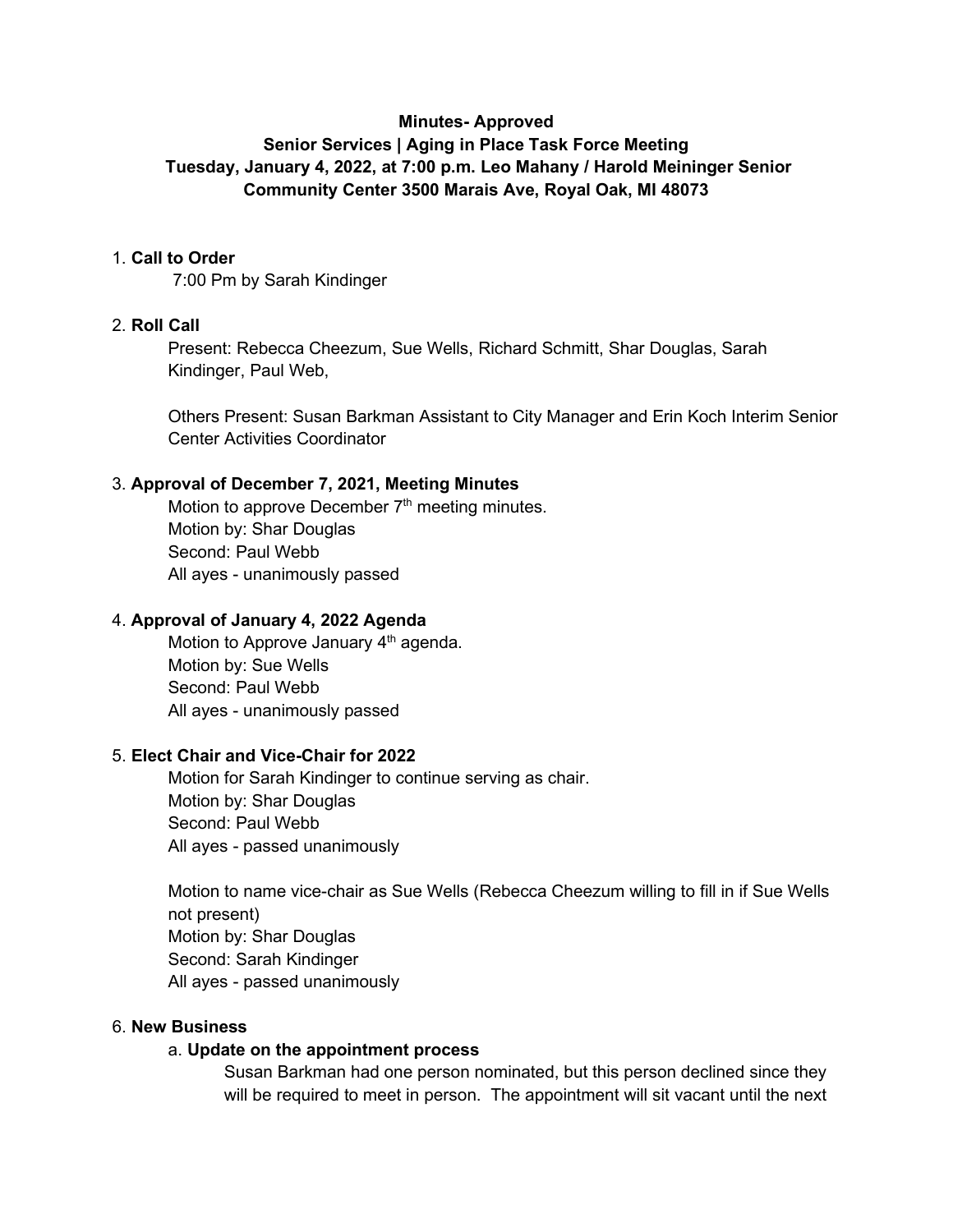**Minutes- Approved**

**Senior Services | Aging in Place Task Force Meeting**

**Tuesday, January 4, 2022, at 7:00 p.m. Leo Mahany / Harold Meininger Senior Community Center 3500 Marais Ave, Royal Oak, MI 48073**

1. **Call to Order**

   7:00 Pm by Sarah Kindinger

2. **Roll Call**

   Present: Rebecca Cheezum, Sue Wells, Richard Schmitt, Shar Douglas, Sarah Kindinger, Paul Web,

   Others Present: Susan Barkman Assistant to City Manager and Erin Koch Interim Senior Center Activities Coordinator

3. **Approval of December 7, 2021, Meeting Minutes**

   Motion to approve December 7th meeting minutes.
   Motion by: Shar Douglas
   Second: Paul Webb
   All ayes - unanimously passed

4. **Approval of January 4, 2022 Agenda**

   Motion to Approve January 4th agenda.
   Motion by: Sue Wells
   Second: Paul Webb
   All ayes - unanimously passed

5. **Elect Chair and Vice-Chair for 2022**

   Motion for Sarah Kindinger to continue serving as chair.
   Motion by: Shar Douglas
   Second: Paul Webb
   All ayes - passed unanimously

   Motion to name vice-chair as Sue Wells (Rebecca Cheezum willing to fill in if Sue Wells not present)
   Motion by: Shar Douglas
   Second: Sarah Kindinger
   All ayes - passed unanimously

6. **New Business**

   a. **Update on the appointment process**

      Susan Barkman had one person nominated, but this person declined since they will be required to meet in person. The appointment will sit vacant until the next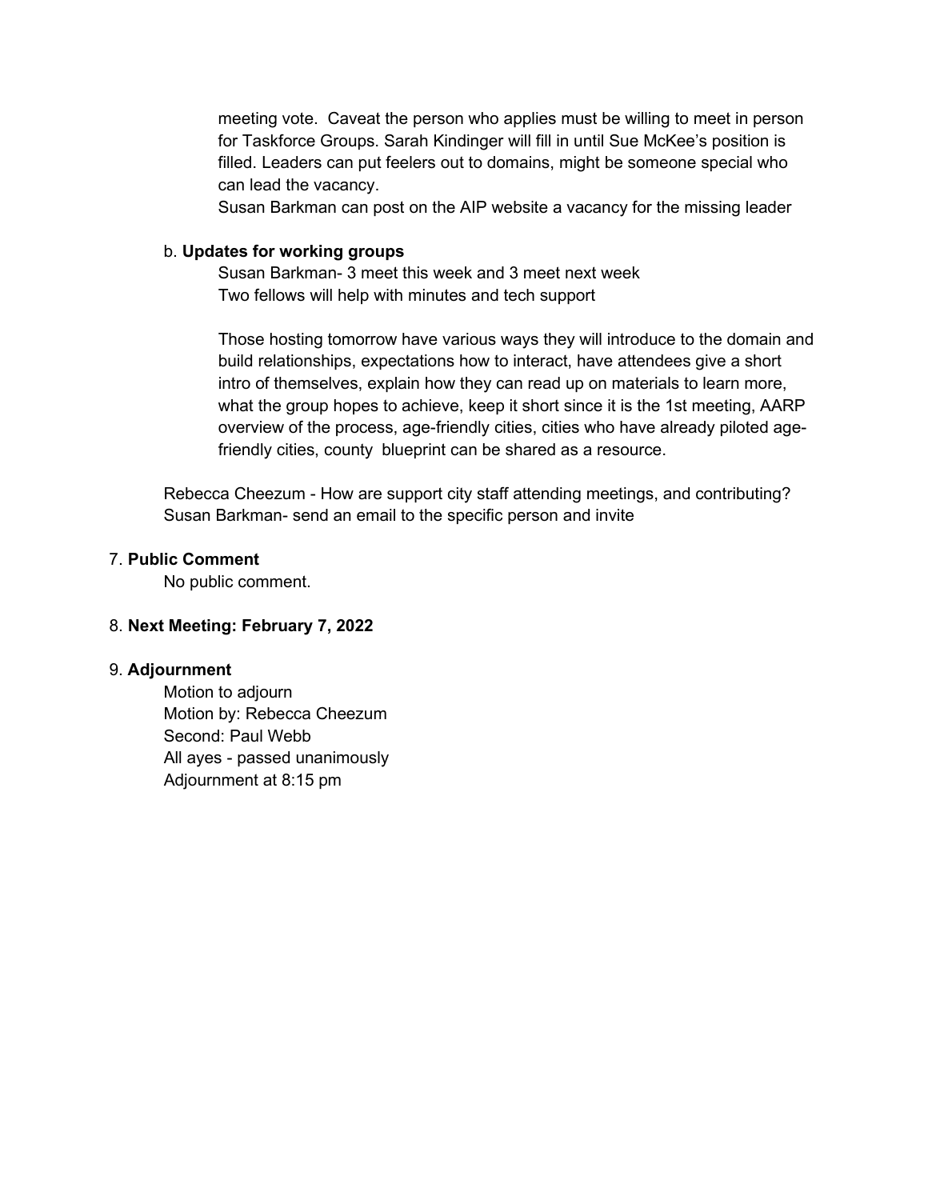meeting vote. Caveat the person who applies must be willing to meet in person for Taskforce Groups. Sarah Kindinger will fill in until Sue McKee's position is filled. Leaders can put feelers out to domains, might be someone special who can lead the vacancy.
Susan Barkman can post on the AIP website a vacancy for the missing leader

b. **Updates for working groups**

Susan Barkman- 3 meet this week and 3 meet next week
Two fellows will help with minutes and tech support

Those hosting tomorrow have various ways they will introduce to the domain and build relationships, expectations how to interact, have attendees give a short intro of themselves, explain how they can read up on materials to learn more, what the group hopes to achieve, keep it short since it is the 1st meeting, AARP overview of the process, age-friendly cities, cities who have already piloted age-friendly cities, county blueprint can be shared as a resource.

Rebecca Cheezum - How are support city staff attending meetings, and contributing?
Susan Barkman- send an email to the specific person and invite

7. **Public Comment**

No public comment.

8. **Next Meeting: February 7, 2022**

9. **Adjournment**

Motion to adjourn
Motion by: Rebecca Cheezum
Second: Paul Webb
All ayes - passed unanimously
Adjournment at 8:15 pm